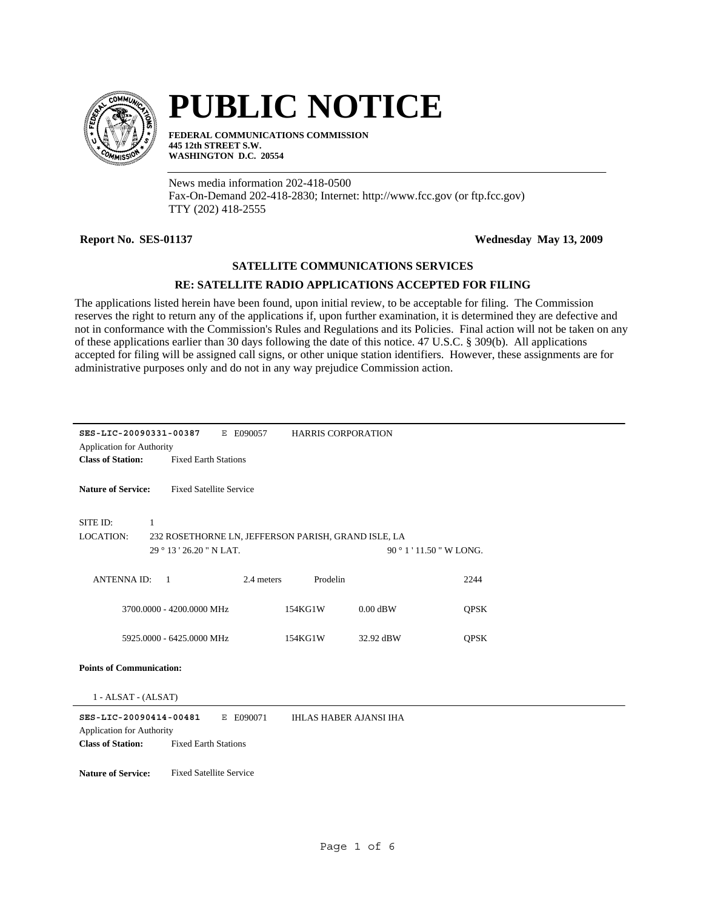# PUBLIC NOTICE

**FEDERAL COMMUNICATIONS COMMISSION**
**445 12th STREET S.W.**
**WASHINGTON D.C. 20554**

News media information 202-418-0500
Fax-On-Demand 202-418-2830; Internet: http://www.fcc.gov (or ftp.fcc.gov)
TTY (202) 418-2555

**Report No. SES-01137** **Wednesday May 13, 2009**

### SATELLITE COMMUNICATIONS SERVICES

### RE: SATELLITE RADIO APPLICATIONS ACCEPTED FOR FILING

The applications listed herein have been found, upon initial review, to be acceptable for filing. The Commission reserves the right to return any of the applications if, upon further examination, it is determined they are defective and not in conformance with the Commission's Rules and Regulations and its Policies. Final action will not be taken on any of these applications earlier than 30 days following the date of this notice. 47 U.S.C. § 309(b). All applications accepted for filing will be assigned call signs, or other unique station identifiers. However, these assignments are for administrative purposes only and do not in any way prejudice Commission action.

---

**SES-LIC-20090331-00387** E E090057 HARRIS CORPORATION

Application for Authority

**Class of Station:** Fixed Earth Stations

**Nature of Service:** Fixed Satellite Service

SITE ID: 1

LOCATION: 232 ROSETHORNE LN, JEFFERSON PARISH, GRAND ISLE, LA

29 ° 13 ' 26.20 " N LAT. 90 ° 1 ' 11.50 " W LONG.

ANTENNA ID: 1 2.4 meters Prodelin 2244

| | | | |
|---|---|---|---|
| 3700.0000 - 4200.0000 MHz | 154KG1W | 0.00 dBW | QPSK |
| 5925.0000 - 6425.0000 MHz | 154KG1W | 32.92 dBW | QPSK |

**Points of Communication:**

1 - ALSAT - (ALSAT)

---

**SES-LIC-20090414-00481** E E090071 IHLAS HABER AJANSI IHA

Application for Authority

**Class of Station:** Fixed Earth Stations

**Nature of Service:** Fixed Satellite Service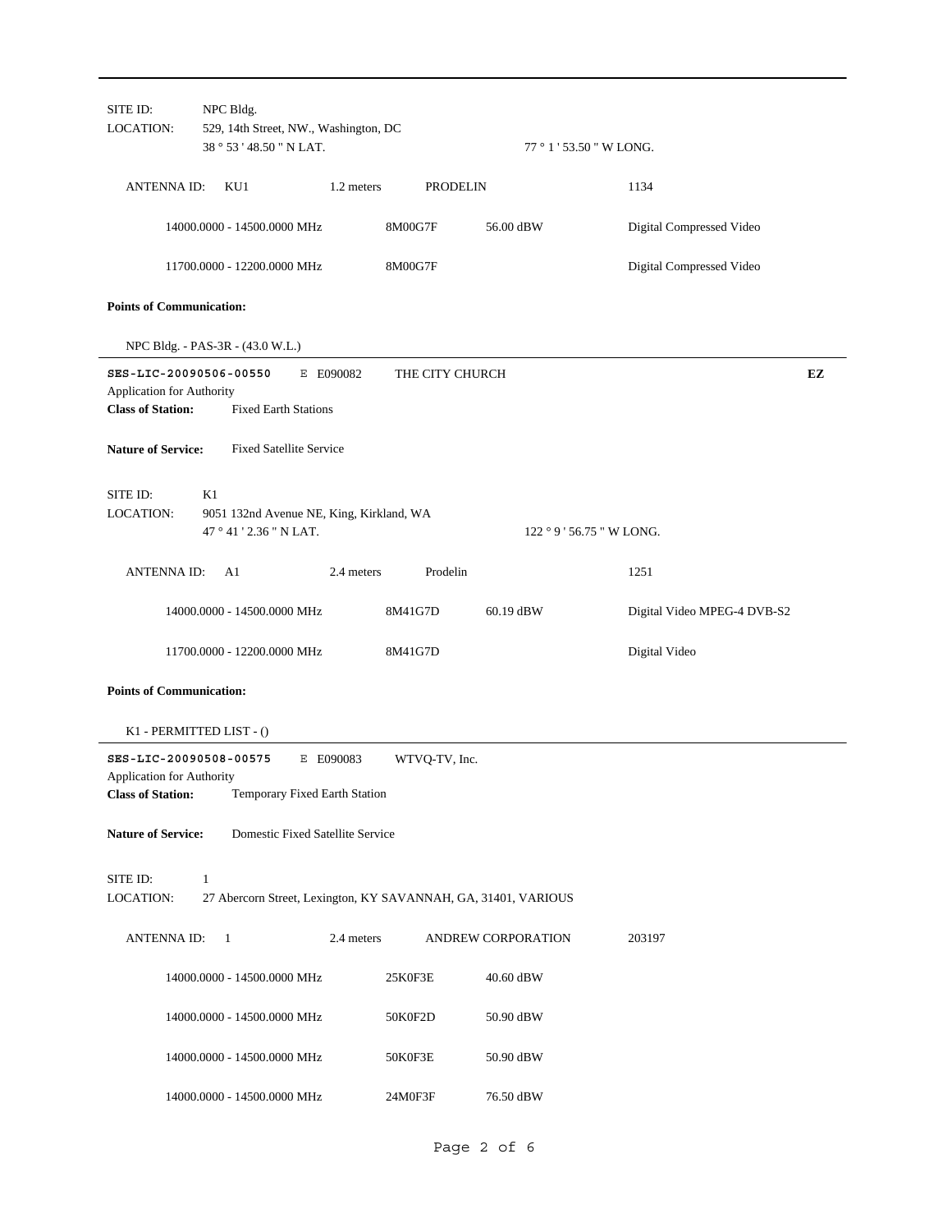SITE ID: NPC Bldg.
LOCATION: 529, 14th Street, NW., Washington, DC
38 ° 53 ' 48.50 " N LAT. 77 ° 1 ' 53.50 " W LONG.

| ANTENNA ID: KU1 | 1.2 meters | PRODELIN | 1134 |
|---|---|---|---|
| 14000.0000 - 14500.0000 MHz | 8M00G7F | 56.00 dBW | Digital Compressed Video |
| 11700.0000 - 12200.0000 MHz | 8M00G7F | | Digital Compressed Video |

**Points of Communication:**

NPC Bldg. - PAS-3R - (43.0 W.L.)

---

**SES-LIC-20090506-00550** E E090082 THE CITY CHURCH **EZ**

Application for Authority

**Class of Station:** Fixed Earth Stations

**Nature of Service:** Fixed Satellite Service

SITE ID: K1
LOCATION: 9051 132nd Avenue NE, King, Kirkland, WA
47 ° 41 ' 2.36 " N LAT. 122 ° 9 ' 56.75 " W LONG.

| ANTENNA ID: A1 | 2.4 meters | Prodelin | 1251 |
|---|---|---|---|
| 14000.0000 - 14500.0000 MHz | 8M41G7D | 60.19 dBW | Digital Video MPEG-4 DVB-S2 |
| 11700.0000 - 12200.0000 MHz | 8M41G7D | | Digital Video |

**Points of Communication:**

K1 - PERMITTED LIST - ()

---

**SES-LIC-20090508-00575** E E090083 WTVQ-TV, Inc.

Application for Authority

**Class of Station:** Temporary Fixed Earth Station

**Nature of Service:** Domestic Fixed Satellite Service

SITE ID: 1
LOCATION: 27 Abercorn Street, Lexington, KY SAVANNAH, GA, 31401, VARIOUS

| ANTENNA ID: 1 | 2.4 meters | ANDREW CORPORATION | 203197 |
|---|---|---|---|
| 14000.0000 - 14500.0000 MHz | 25K0F3E | 40.60 dBW | |
| 14000.0000 - 14500.0000 MHz | 50K0F2D | 50.90 dBW | |
| 14000.0000 - 14500.0000 MHz | 50K0F3E | 50.90 dBW | |
| 14000.0000 - 14500.0000 MHz | 24M0F3F | 76.50 dBW | |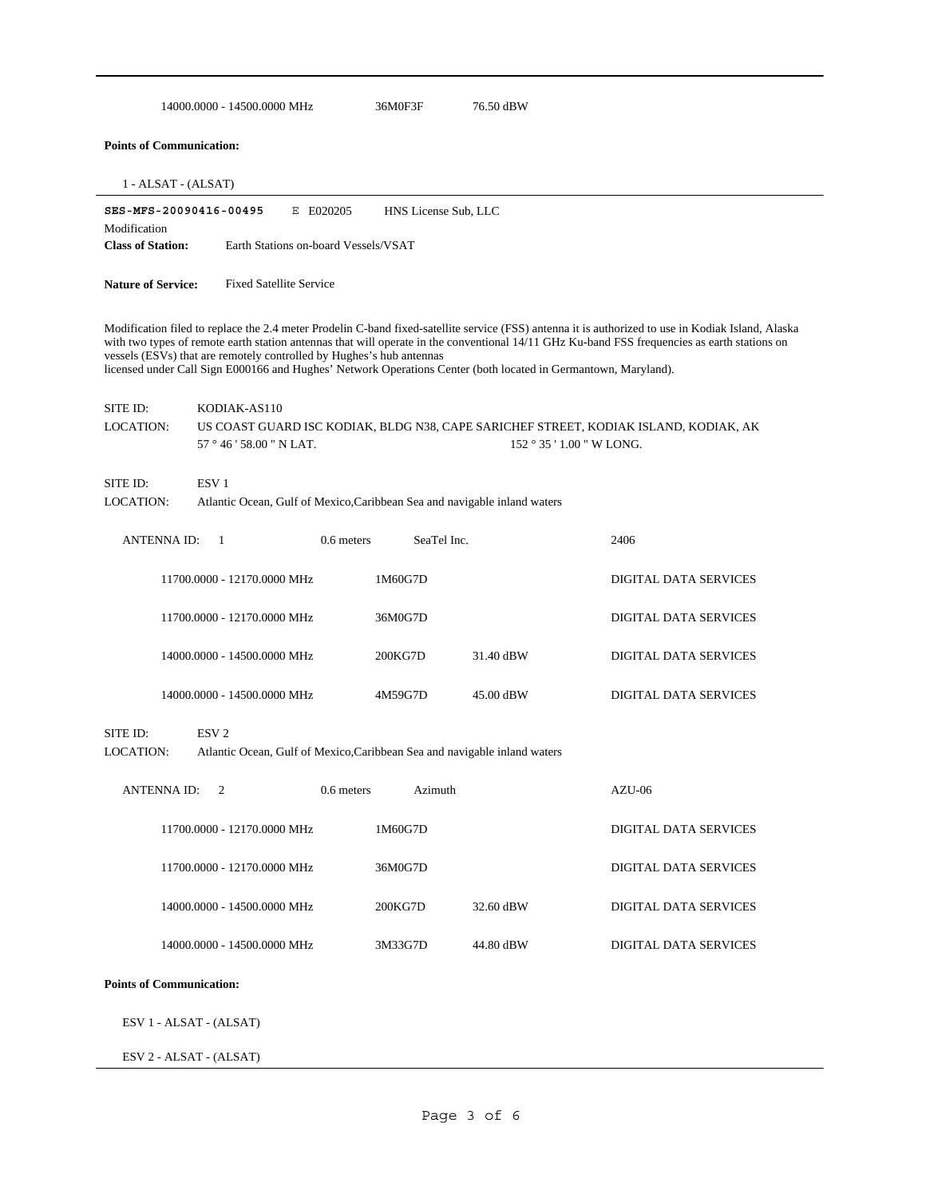| | | |
|---|---|---|
| 14000.0000 - 14500.0000 MHz | 36M0F3F | 76.50 dBW |

**Points of Communication:**

1 - ALSAT - (ALSAT)

---

**SES-MFS-20090416-00495** E E020205 HNS License Sub, LLC

Modification

**Class of Station:** Earth Stations on-board Vessels/VSAT

**Nature of Service:** Fixed Satellite Service

Modification filed to replace the 2.4 meter Prodelin C-band fixed-satellite service (FSS) antenna it is authorized to use in Kodiak Island, Alaska with two types of remote earth station antennas that will operate in the conventional 14/11 GHz Ku-band FSS frequencies as earth stations on vessels (ESVs) that are remotely controlled by Hughes's hub antennas
licensed under Call Sign E000166 and Hughes' Network Operations Center (both located in Germantown, Maryland).

SITE ID: KODIAK-AS110
LOCATION: US COAST GUARD ISC KODIAK, BLDG N38, CAPE SARICHEF STREET, KODIAK ISLAND, KODIAK, AK
57 ° 46 ' 58.00 " N LAT. 152 ° 35 ' 1.00 " W LONG.

SITE ID: ESV 1
LOCATION: Atlantic Ocean, Gulf of Mexico,Caribbean Sea and navigable inland waters

ANTENNA ID: 1 0.6 meters SeaTel Inc. 2406

| | | | |
|---|---|---|---|
| 11700.0000 - 12170.0000 MHz | 1M60G7D | | DIGITAL DATA SERVICES |
| 11700.0000 - 12170.0000 MHz | 36M0G7D | | DIGITAL DATA SERVICES |
| 14000.0000 - 14500.0000 MHz | 200KG7D | 31.40 dBW | DIGITAL DATA SERVICES |
| 14000.0000 - 14500.0000 MHz | 4M59G7D | 45.00 dBW | DIGITAL DATA SERVICES |

SITE ID: ESV 2
LOCATION: Atlantic Ocean, Gulf of Mexico,Caribbean Sea and navigable inland waters

ANTENNA ID: 2 0.6 meters Azimuth AZU-06

| | | | |
|---|---|---|---|
| 11700.0000 - 12170.0000 MHz | 1M60G7D | | DIGITAL DATA SERVICES |
| 11700.0000 - 12170.0000 MHz | 36M0G7D | | DIGITAL DATA SERVICES |
| 14000.0000 - 14500.0000 MHz | 200KG7D | 32.60 dBW | DIGITAL DATA SERVICES |
| 14000.0000 - 14500.0000 MHz | 3M33G7D | 44.80 dBW | DIGITAL DATA SERVICES |

**Points of Communication:**

ESV 1 - ALSAT - (ALSAT)

ESV 2 - ALSAT - (ALSAT)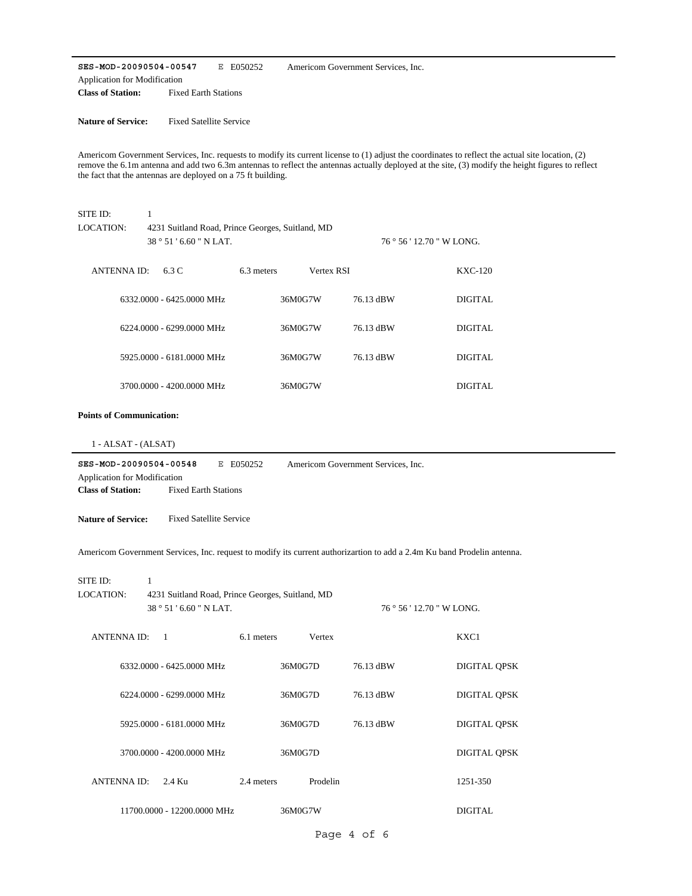---

**SES-MOD-20090504-00547** E E050252 Americom Government Services, Inc.

Application for Modification

**Class of Station:** Fixed Earth Stations

**Nature of Service:** Fixed Satellite Service

Americom Government Services, Inc. requests to modify its current license to (1) adjust the coordinates to reflect the actual site location, (2) remove the 6.1m antenna and add two 6.3m antennas to reflect the antennas actually deployed at the site, (3) modify the height figures to reflect the fact that the antennas are deployed on a 75 ft building.

SITE ID: 1

LOCATION: 4231 Suitland Road, Prince Georges, Suitland, MD

38 ° 51 ' 6.60 " N LAT. 76 ° 56 ' 12.70 " W LONG.

ANTENNA ID: 6.3 C 6.3 meters Vertex RSI KXC-120

| Frequency | Emission | EIRP | Modulation |
|---|---|---|---|
| 6332.0000 - 6425.0000 MHz | 36M0G7W | 76.13 dBW | DIGITAL |
| 6224.0000 - 6299.0000 MHz | 36M0G7W | 76.13 dBW | DIGITAL |
| 5925.0000 - 6181.0000 MHz | 36M0G7W | 76.13 dBW | DIGITAL |
| 3700.0000 - 4200.0000 MHz | 36M0G7W | | DIGITAL |

**Points of Communication:**

1 - ALSAT - (ALSAT)

---

**SES-MOD-20090504-00548** E E050252 Americom Government Services, Inc.

Application for Modification

**Class of Station:** Fixed Earth Stations

**Nature of Service:** Fixed Satellite Service

Americom Government Services, Inc. request to modify its current authorizartion to add a 2.4m Ku band Prodelin antenna.

SITE ID: 1

LOCATION: 4231 Suitland Road, Prince Georges, Suitland, MD

38 ° 51 ' 6.60 " N LAT. 76 ° 56 ' 12.70 " W LONG.

ANTENNA ID: 1 6.1 meters Vertex KXC1

| Frequency | Emission | EIRP | Modulation |
|---|---|---|---|
| 6332.0000 - 6425.0000 MHz | 36M0G7D | 76.13 dBW | DIGITAL QPSK |
| 6224.0000 - 6299.0000 MHz | 36M0G7D | 76.13 dBW | DIGITAL QPSK |
| 5925.0000 - 6181.0000 MHz | 36M0G7D | 76.13 dBW | DIGITAL QPSK |
| 3700.0000 - 4200.0000 MHz | 36M0G7D | | DIGITAL QPSK |

ANTENNA ID: 2.4 Ku 2.4 meters Prodelin 1251-350

| Frequency | Emission | EIRP | Modulation |
|---|---|---|---|
| 11700.0000 - 12200.0000 MHz | 36M0G7W | | DIGITAL |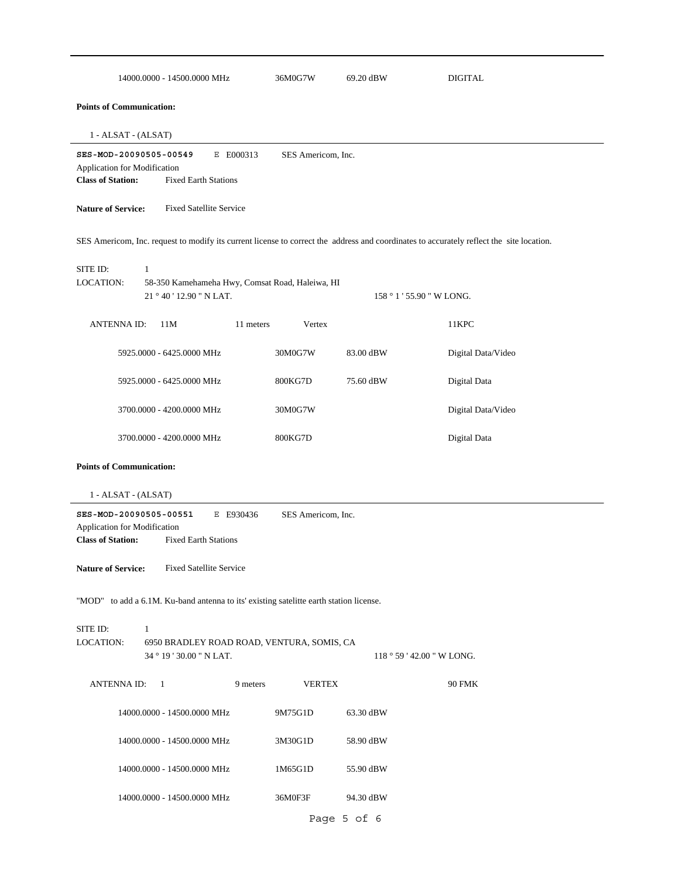| | | | |
|---|---|---|---|
| 14000.0000 - 14500.0000 MHz | 36M0G7W | 69.20 dBW | DIGITAL |

**Points of Communication:**

1 - ALSAT - (ALSAT)

---

**SES-MOD-20090505-00549** E E000313 SES Americom, Inc.
Application for Modification
**Class of Station:** Fixed Earth Stations

**Nature of Service:** Fixed Satellite Service

SES Americom, Inc. request to modify its current license to correct the address and coordinates to accurately reflect the site location.

SITE ID: 1
LOCATION: 58-350 Kamehameha Hwy, Comsat Road, Haleiwa, HI
21 ° 40 ' 12.90 " N LAT. 158 ° 1 ' 55.90 " W LONG.

ANTENNA ID: 11M 11 meters Vertex 11KPC

| | | | |
|---|---|---|---|
| 5925.0000 - 6425.0000 MHz | 30M0G7W | 83.00 dBW | Digital Data/Video |
| 5925.0000 - 6425.0000 MHz | 800KG7D | 75.60 dBW | Digital Data |
| 3700.0000 - 4200.0000 MHz | 30M0G7W | | Digital Data/Video |
| 3700.0000 - 4200.0000 MHz | 800KG7D | | Digital Data |

**Points of Communication:**

1 - ALSAT - (ALSAT)

---

**SES-MOD-20090505-00551** E E930436 SES Americom, Inc.
Application for Modification
**Class of Station:** Fixed Earth Stations

**Nature of Service:** Fixed Satellite Service

"MOD" to add a 6.1M. Ku-band antenna to its' existing satelitte earth station license.

SITE ID: 1
LOCATION: 6950 BRADLEY ROAD ROAD, VENTURA, SOMIS, CA
34 ° 19 ' 30.00 " N LAT. 118 ° 59 ' 42.00 " W LONG.

ANTENNA ID: 1 9 meters VERTEX 90 FMK

| | | |
|---|---|---|
| 14000.0000 - 14500.0000 MHz | 9M75G1D | 63.30 dBW |
| 14000.0000 - 14500.0000 MHz | 3M30G1D | 58.90 dBW |
| 14000.0000 - 14500.0000 MHz | 1M65G1D | 55.90 dBW |
| 14000.0000 - 14500.0000 MHz | 36M0F3F | 94.30 dBW |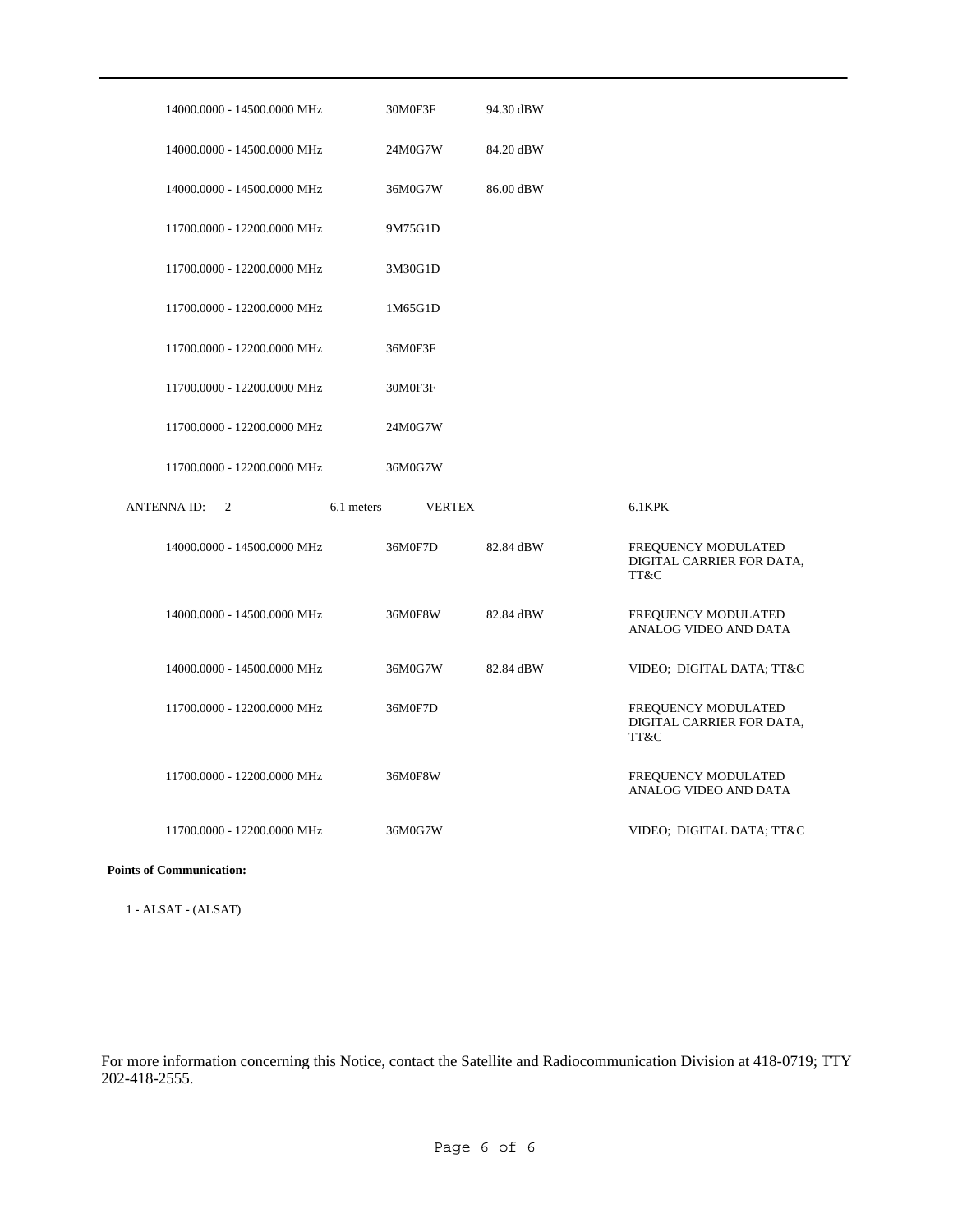| | | | |
|---|---|---|---|
| 14000.0000 - 14500.0000 MHz | 30M0F3F | 94.30 dBW | |
| 14000.0000 - 14500.0000 MHz | 24M0G7W | 84.20 dBW | |
| 14000.0000 - 14500.0000 MHz | 36M0G7W | 86.00 dBW | |
| 11700.0000 - 12200.0000 MHz | 9M75G1D | | |
| 11700.0000 - 12200.0000 MHz | 3M30G1D | | |
| 11700.0000 - 12200.0000 MHz | 1M65G1D | | |
| 11700.0000 - 12200.0000 MHz | 36M0F3F | | |
| 11700.0000 - 12200.0000 MHz | 30M0F3F | | |
| 11700.0000 - 12200.0000 MHz | 24M0G7W | | |
| 11700.0000 - 12200.0000 MHz | 36M0G7W | | |

| ANTENNA ID: 2 | 6.1 meters | VERTEX | | 6.1KPK |
|---|---|---|---|---|
| 14000.0000 - 14500.0000 MHz | | 36M0F7D | 82.84 dBW | FREQUENCY MODULATED DIGITAL CARRIER FOR DATA, TT&C |
| 14000.0000 - 14500.0000 MHz | | 36M0F8W | 82.84 dBW | FREQUENCY MODULATED ANALOG VIDEO AND DATA |
| 14000.0000 - 14500.0000 MHz | | 36M0G7W | 82.84 dBW | VIDEO; DIGITAL DATA; TT&C |
| 11700.0000 - 12200.0000 MHz | | 36M0F7D | | FREQUENCY MODULATED DIGITAL CARRIER FOR DATA, TT&C |
| 11700.0000 - 12200.0000 MHz | | 36M0F8W | | FREQUENCY MODULATED ANALOG VIDEO AND DATA |
| 11700.0000 - 12200.0000 MHz | | 36M0G7W | | VIDEO; DIGITAL DATA; TT&C |

**Points of Communication:**

1 - ALSAT - (ALSAT)

For more information concerning this Notice, contact the Satellite and Radiocommunication Division at 418-0719; TTY 202-418-2555.